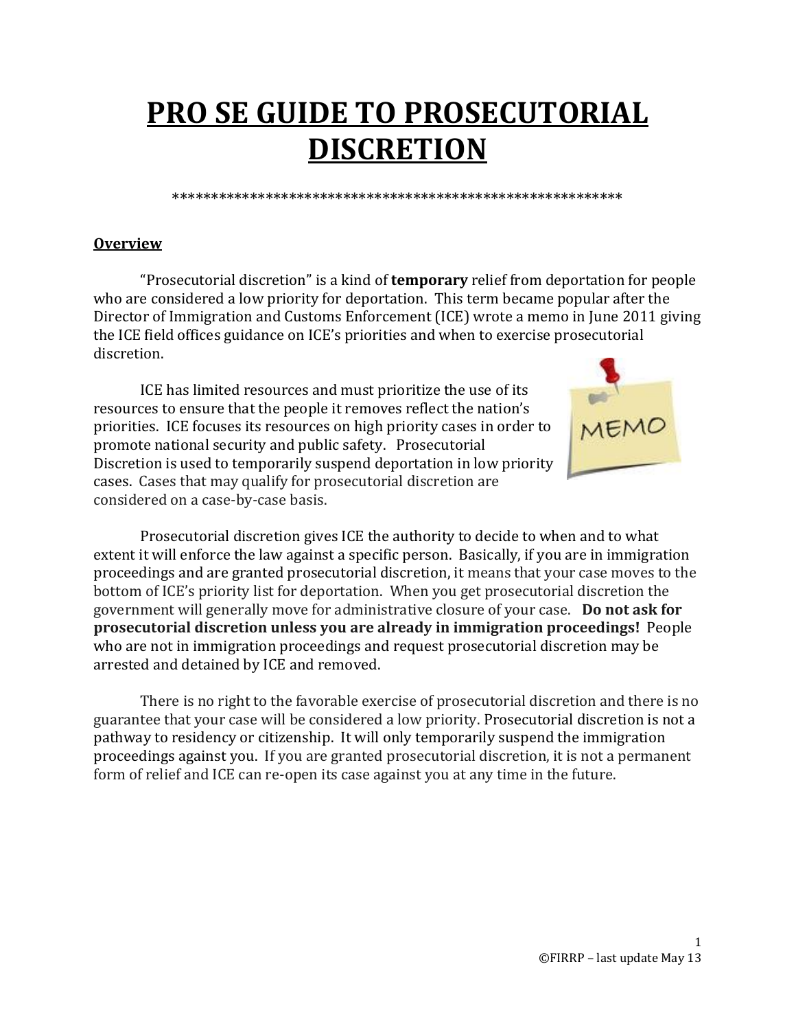# PRO SE GUIDE TO PROSECUTORIAL DISCRETION

**********************************************************

## Overview

"Prosecutorial discretion" is a kind of **temporary** relief from deportation for people who are considered a low priority for deportation. This term became popular after the Director of Immigration and Customs Enforcement (ICE) wrote a memo in June 2011 giving the ICE field offices guidance on ICE's priorities and when to exercise prosecutorial discretion.

ICE has limited resources and must prioritize the use of its resources to ensure that the people it removes reflect the nation's priorities. ICE focuses its resources on high priority cases in order to promote national security and public safety. Prosecutorial Discretion is used to temporarily suspend deportation in low priority cases. Cases that may qualify for prosecutorial discretion are considered on a case-by-case basis.

Prosecutorial discretion gives ICE the authority to decide to when and to what extent it will enforce the law against a specific person. Basically, if you are in immigration proceedings and are granted prosecutorial discretion, it means that your case moves to the bottom of ICE's priority list for deportation. When you get prosecutorial discretion the government will generally move for administrative closure of your case. **Do not ask for prosecutorial discretion unless you are already in immigration proceedings!** People who are not in immigration proceedings and request prosecutorial discretion may be arrested and detained by ICE and removed.

There is no right to the favorable exercise of prosecutorial discretion and there is no guarantee that your case will be considered a low priority. Prosecutorial discretion is not a pathway to residency or citizenship. It will only temporarily suspend the immigration proceedings against you. If you are granted prosecutorial discretion, it is not a permanent form of relief and ICE can re-open its case against you at any time in the future.

©FIRRP – last update May 13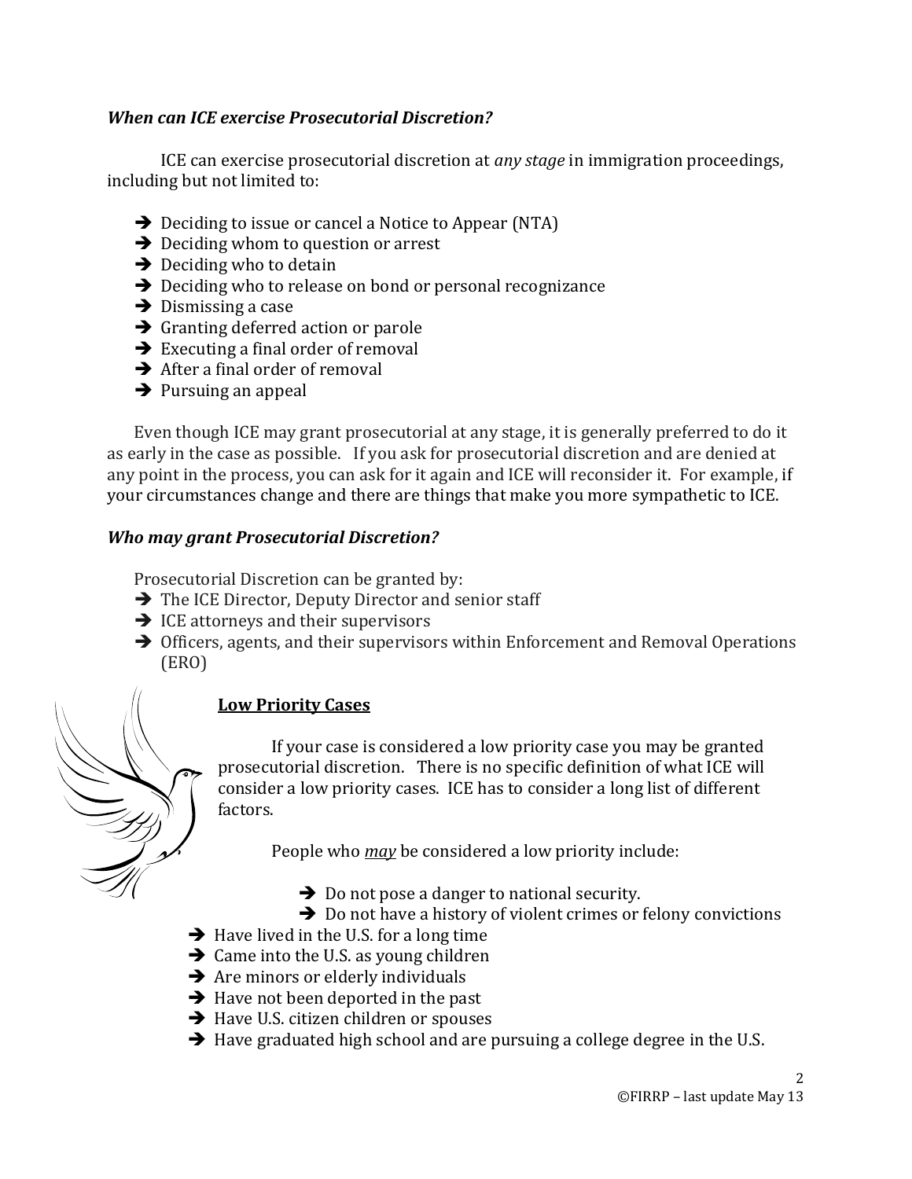***When can ICE exercise Prosecutorial Discretion?***

ICE can exercise prosecutorial discretion at *any stage* in immigration proceedings, including but not limited to:

- ➔ Deciding to issue or cancel a Notice to Appear (NTA)
- ➔ Deciding whom to question or arrest
- ➔ Deciding who to detain
- ➔ Deciding who to release on bond or personal recognizance
- ➔ Dismissing a case
- ➔ Granting deferred action or parole
- ➔ Executing a final order of removal
- ➔ After a final order of removal
- ➔ Pursuing an appeal

Even though ICE may grant prosecutorial at any stage, it is generally preferred to do it as early in the case as possible. If you ask for prosecutorial discretion and are denied at any point in the process, you can ask for it again and ICE will reconsider it. For example, if your circumstances change and there are things that make you more sympathetic to ICE.

***Who may grant Prosecutorial Discretion?***

Prosecutorial Discretion can be granted by:

- ➔ The ICE Director, Deputy Director and senior staff
- ➔ ICE attorneys and their supervisors
- ➔ Officers, agents, and their supervisors within Enforcement and Removal Operations (ERO)

**<u>Low Priority Cases</u>**

If your case is considered a low priority case you may be granted prosecutorial discretion. There is no specific definition of what ICE will consider a low priority cases. ICE has to consider a long list of different factors.

People who ***<u>may</u>*** be considered a low priority include:

- ➔ Do not pose a danger to national security.
- ➔ Do not have a history of violent crimes or felony convictions
- ➔ Have lived in the U.S. for a long time
- ➔ Came into the U.S. as young children
- ➔ Are minors or elderly individuals
- ➔ Have not been deported in the past
- ➔ Have U.S. citizen children or spouses
- ➔ Have graduated high school and are pursuing a college degree in the U.S.

©FIRRP – last update May 13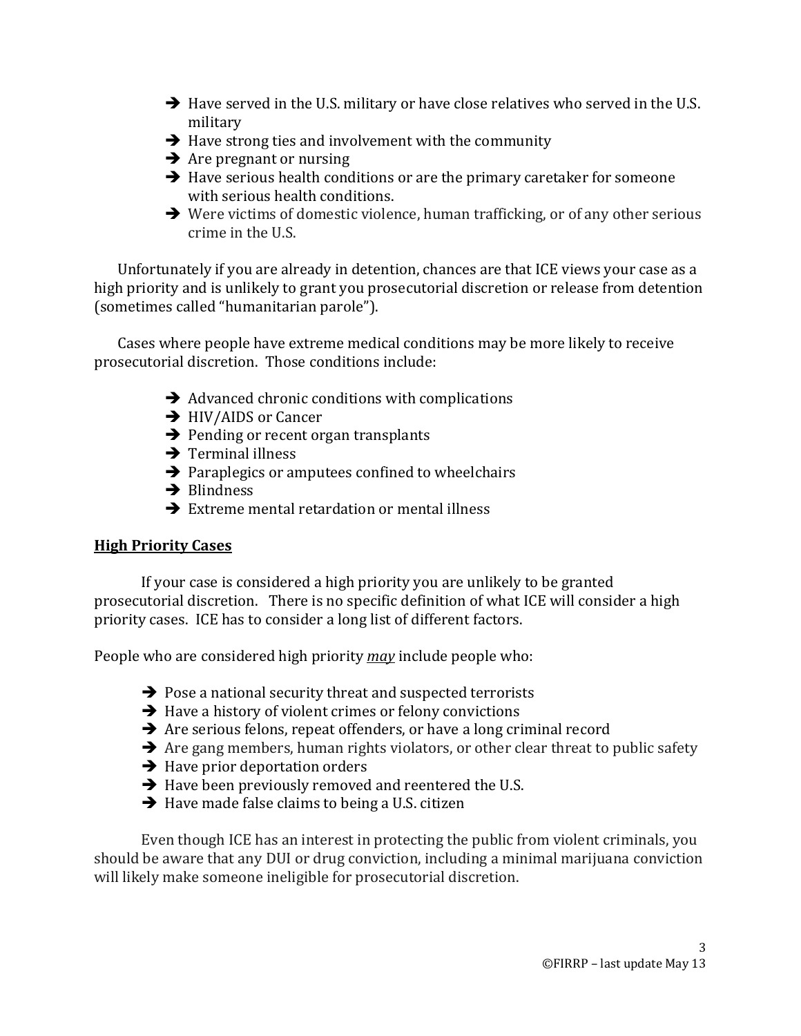- Have served in the U.S. military or have close relatives who served in the U.S. military
- Have strong ties and involvement with the community
- Are pregnant or nursing
- Have serious health conditions or are the primary caretaker for someone with serious health conditions.
- Were victims of domestic violence, human trafficking, or of any other serious crime in the U.S.

Unfortunately if you are already in detention, chances are that ICE views your case as a high priority and is unlikely to grant you prosecutorial discretion or release from detention (sometimes called "humanitarian parole").

Cases where people have extreme medical conditions may be more likely to receive prosecutorial discretion. Those conditions include:

- Advanced chronic conditions with complications
- HIV/AIDS or Cancer
- Pending or recent organ transplants
- Terminal illness
- Paraplegics or amputees confined to wheelchairs
- Blindness
- Extreme mental retardation or mental illness

## High Priority Cases

If your case is considered a high priority you are unlikely to be granted prosecutorial discretion. There is no specific definition of what ICE will consider a high priority cases. ICE has to consider a long list of different factors.

People who are considered high priority ***may*** include people who:

- Pose a national security threat and suspected terrorists
- Have a history of violent crimes or felony convictions
- Are serious felons, repeat offenders, or have a long criminal record
- Are gang members, human rights violators, or other clear threat to public safety
- Have prior deportation orders
- Have been previously removed and reentered the U.S.
- Have made false claims to being a U.S. citizen

Even though ICE has an interest in protecting the public from violent criminals, you should be aware that any DUI or drug conviction, including a minimal marijuana conviction will likely make someone ineligible for prosecutorial discretion.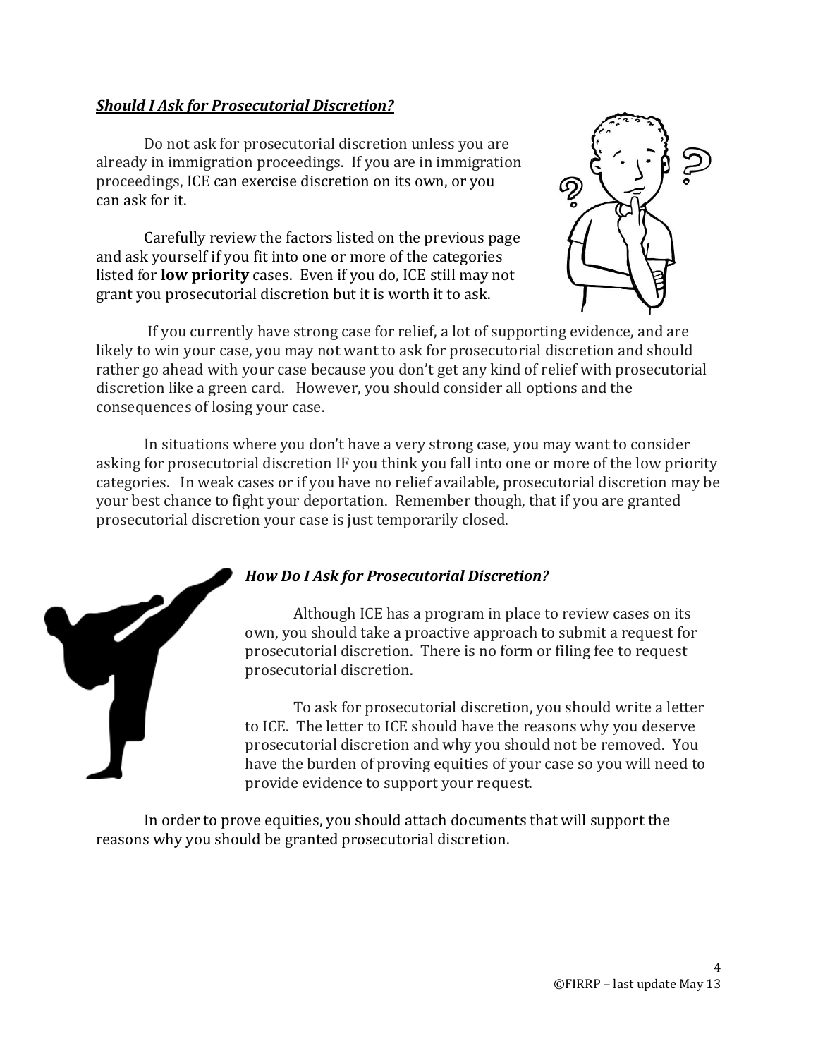***Should I Ask for Prosecutorial Discretion?***

Do not ask for prosecutorial discretion unless you are already in immigration proceedings. If you are in immigration proceedings, ICE can exercise discretion on its own, or you can ask for it.

Carefully review the factors listed on the previous page and ask yourself if you fit into one or more of the categories listed for **low priority** cases. Even if you do, ICE still may not grant you prosecutorial discretion but it is worth it to ask.

If you currently have strong case for relief, a lot of supporting evidence, and are likely to win your case, you may not want to ask for prosecutorial discretion and should rather go ahead with your case because you don't get any kind of relief with prosecutorial discretion like a green card. However, you should consider all options and the consequences of losing your case.

In situations where you don't have a very strong case, you may want to consider asking for prosecutorial discretion IF you think you fall into one or more of the low priority categories. In weak cases or if you have no relief available, prosecutorial discretion may be your best chance to fight your deportation. Remember though, that if you are granted prosecutorial discretion your case is just temporarily closed.

***How Do I Ask for Prosecutorial Discretion?***

Although ICE has a program in place to review cases on its own, you should take a proactive approach to submit a request for prosecutorial discretion. There is no form or filing fee to request prosecutorial discretion.

To ask for prosecutorial discretion, you should write a letter to ICE. The letter to ICE should have the reasons why you deserve prosecutorial discretion and why you should not be removed. You have the burden of proving equities of your case so you will need to provide evidence to support your request.

In order to prove equities, you should attach documents that will support the reasons why you should be granted prosecutorial discretion.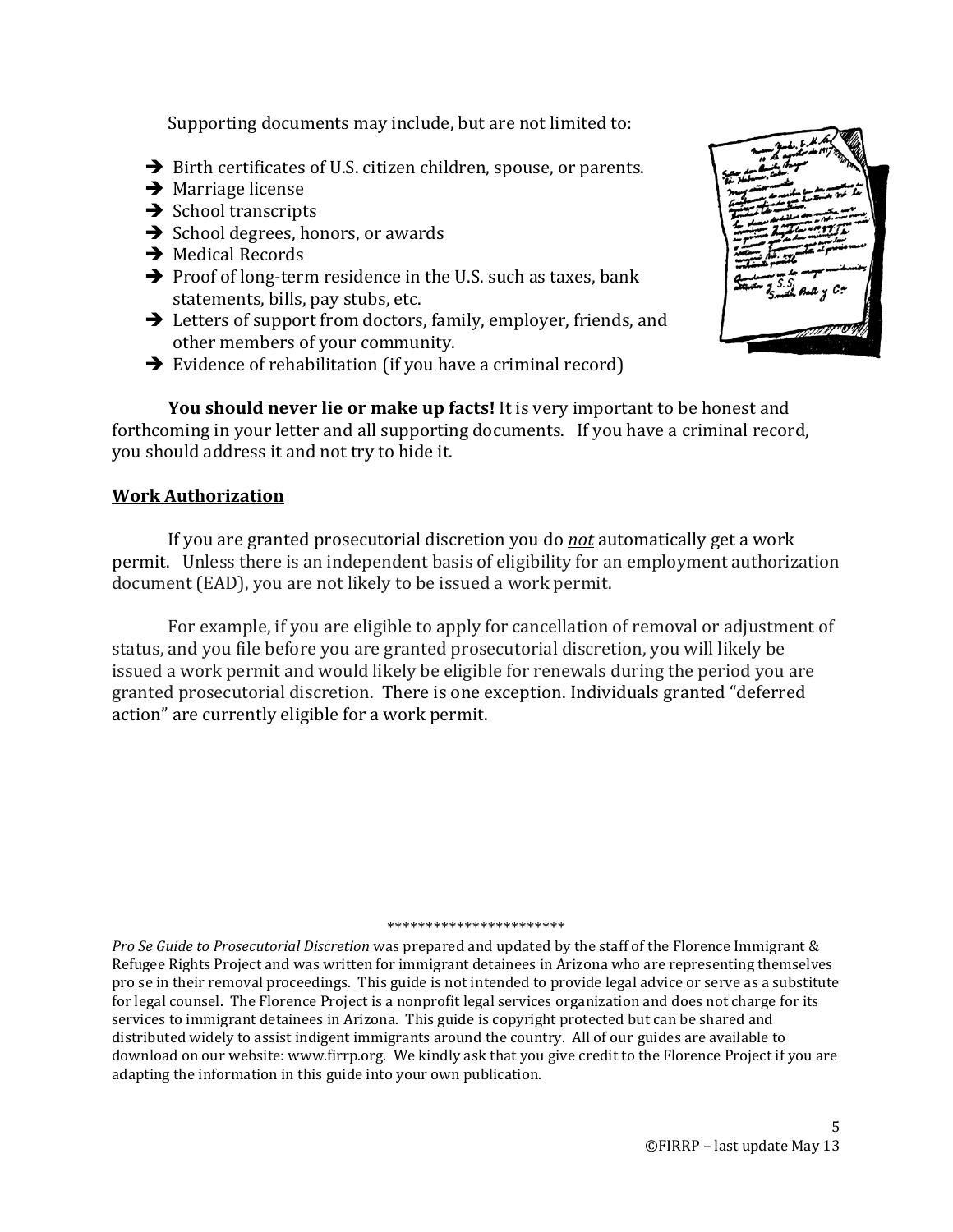Supporting documents may include, but are not limited to:

- Birth certificates of U.S. citizen children, spouse, or parents.
- Marriage license
- School transcripts
- School degrees, honors, or awards
- Medical Records
- Proof of long-term residence in the U.S. such as taxes, bank statements, bills, pay stubs, etc.
- Letters of support from doctors, family, employer, friends, and other members of your community.
- Evidence of rehabilitation (if you have a criminal record)

**You should never lie or make up facts!** It is very important to be honest and forthcoming in your letter and all supporting documents. If you have a criminal record, you should address it and not try to hide it.

## Work Authorization

If you are granted prosecutorial discretion you do ***not*** automatically get a work permit. Unless there is an independent basis of eligibility for an employment authorization document (EAD), you are not likely to be issued a work permit.

For example, if you are eligible to apply for cancellation of removal or adjustment of status, and you file before you are granted prosecutorial discretion, you will likely be issued a work permit and would likely be eligible for renewals during the period you are granted prosecutorial discretion. There is one exception. Individuals granted "deferred action" are currently eligible for a work permit.

\*\*\*\*\*\*\*\*\*\*\*\*\*\*\*\*\*\*\*\*\*\*\*\*

*Pro Se Guide to Prosecutorial Discretion* was prepared and updated by the staff of the Florence Immigrant & Refugee Rights Project and was written for immigrant detainees in Arizona who are representing themselves pro se in their removal proceedings. This guide is not intended to provide legal advice or serve as a substitute for legal counsel. The Florence Project is a nonprofit legal services organization and does not charge for its services to immigrant detainees in Arizona. This guide is copyright protected but can be shared and distributed widely to assist indigent immigrants around the country. All of our guides are available to download on our website: www.firrp.org. We kindly ask that you give credit to the Florence Project if you are adapting the information in this guide into your own publication.